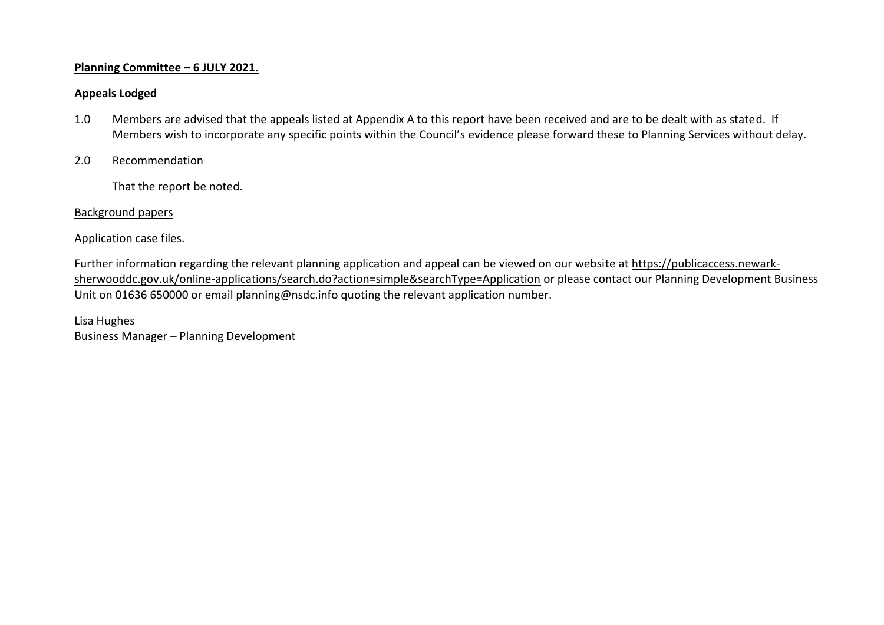**<u>Planning Committee – 6 JULY 2021.</u>**

**Appeals Lodged**

1.0 Members are advised that the appeals listed at Appendix A to this report have been received and are to be dealt with as stated. If Members wish to incorporate any specific points within the Council's evidence please forward these to Planning Services without delay.

2.0 Recommendation

That the report be noted.

<u>Background papers</u>

Application case files.

Further information regarding the relevant planning application and appeal can be viewed on our website at https://publicaccess.newark-sherwooddc.gov.uk/online-applications/search.do?action=simple&searchType=Application or please contact our Planning Development Business Unit on 01636 650000 or email planning@nsdc.info quoting the relevant application number.

Lisa Hughes
Business Manager – Planning Development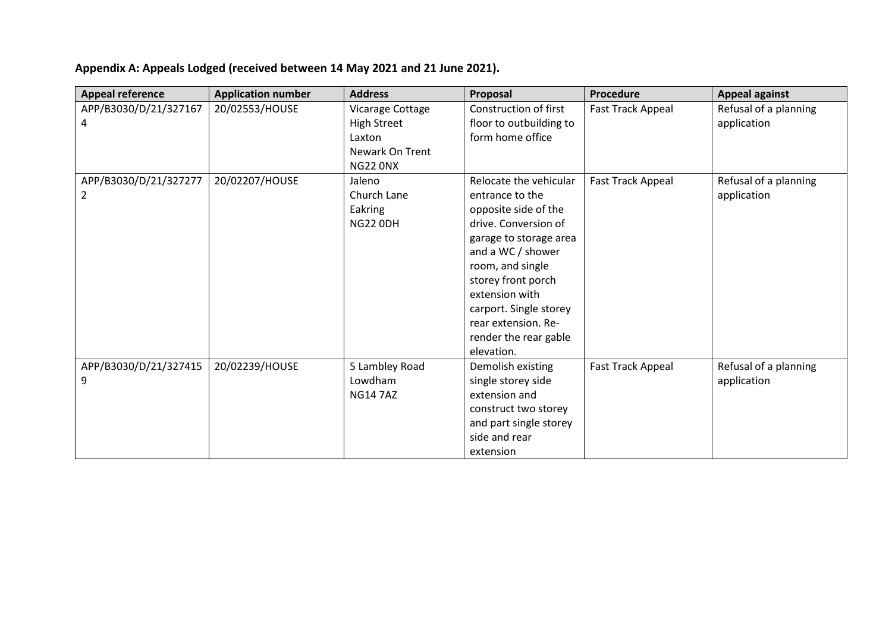**Appendix A: Appeals Lodged (received between 14 May 2021 and 21 June 2021).**

| Appeal reference | Application number | Address | Proposal | Procedure | Appeal against |
| --- | --- | --- | --- | --- | --- |
| APP/B3030/D/21/3271674 | 20/02553/HOUSE | Vicarage Cottage High Street Laxton Newark On Trent NG22 0NX | Construction of first floor to outbuilding to form home office | Fast Track Appeal | Refusal of a planning application |
| APP/B3030/D/21/3272772 | 20/02207/HOUSE | Jaleno Church Lane Eakring NG22 0DH | Relocate the vehicular entrance to the opposite side of the drive. Conversion of garage to storage area and a WC / shower room, and single storey front porch extension with carport. Single storey rear extension. Re-render the rear gable elevation. | Fast Track Appeal | Refusal of a planning application |
| APP/B3030/D/21/3274159 | 20/02239/HOUSE | 5 Lambley Road Lowdham NG14 7AZ | Demolish existing single storey side extension and construct two storey and part single storey side and rear extension | Fast Track Appeal | Refusal of a planning application |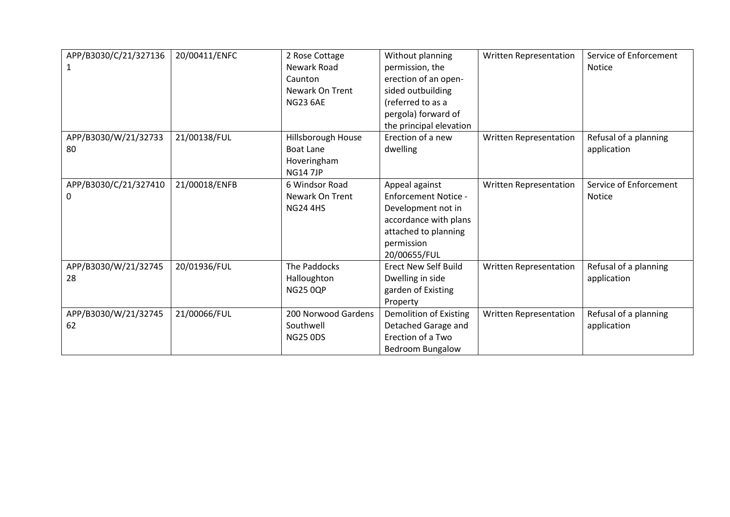| | | | | | |
|---|---|---|---|---|---|
| APP/B3030/C/21/3271361 | 20/00411/ENFC | 2 Rose Cottage<br>Newark Road<br>Caunton<br>Newark On Trent<br>NG23 6AE | Without planning permission, the erection of an open-sided outbuilding (referred to as a pergola) forward of the principal elevation | Written Representation | Service of Enforcement Notice |
| APP/B3030/W/21/3273380 | 21/00138/FUL | Hillsborough House<br>Boat Lane<br>Hoveringham<br>NG14 7JP | Erection of a new dwelling | Written Representation | Refusal of a planning application |
| APP/B3030/C/21/3274100 | 21/00018/ENFB | 6 Windsor Road<br>Newark On Trent<br>NG24 4HS | Appeal against Enforcement Notice - Development not in accordance with plans attached to planning permission 20/00655/FUL | Written Representation | Service of Enforcement Notice |
| APP/B3030/W/21/3274528 | 20/01936/FUL | The Paddocks<br>Halloughton<br>NG25 0QP | Erect New Self Build Dwelling in side garden of Existing Property | Written Representation | Refusal of a planning application |
| APP/B3030/W/21/3274562 | 21/00066/FUL | 200 Norwood Gardens<br>Southwell<br>NG25 0DS | Demolition of Existing Detached Garage and Erection of a Two Bedroom Bungalow | Written Representation | Refusal of a planning application |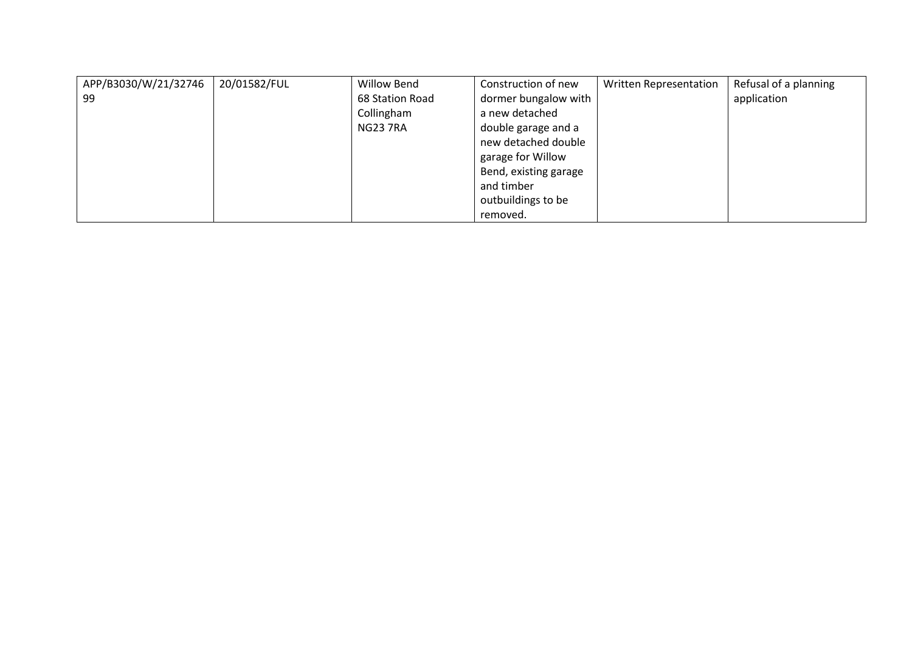| | | | | | |
|---|---|---|---|---|---|
| APP/B3030/W/21/3274699 | 20/01582/FUL | Willow Bend<br>68 Station Road<br>Collingham<br>NG23 7RA | Construction of new dormer bungalow with a new detached double garage and a new detached double garage for Willow Bend, existing garage and timber outbuildings to be removed. | Written Representation | Refusal of a planning application |